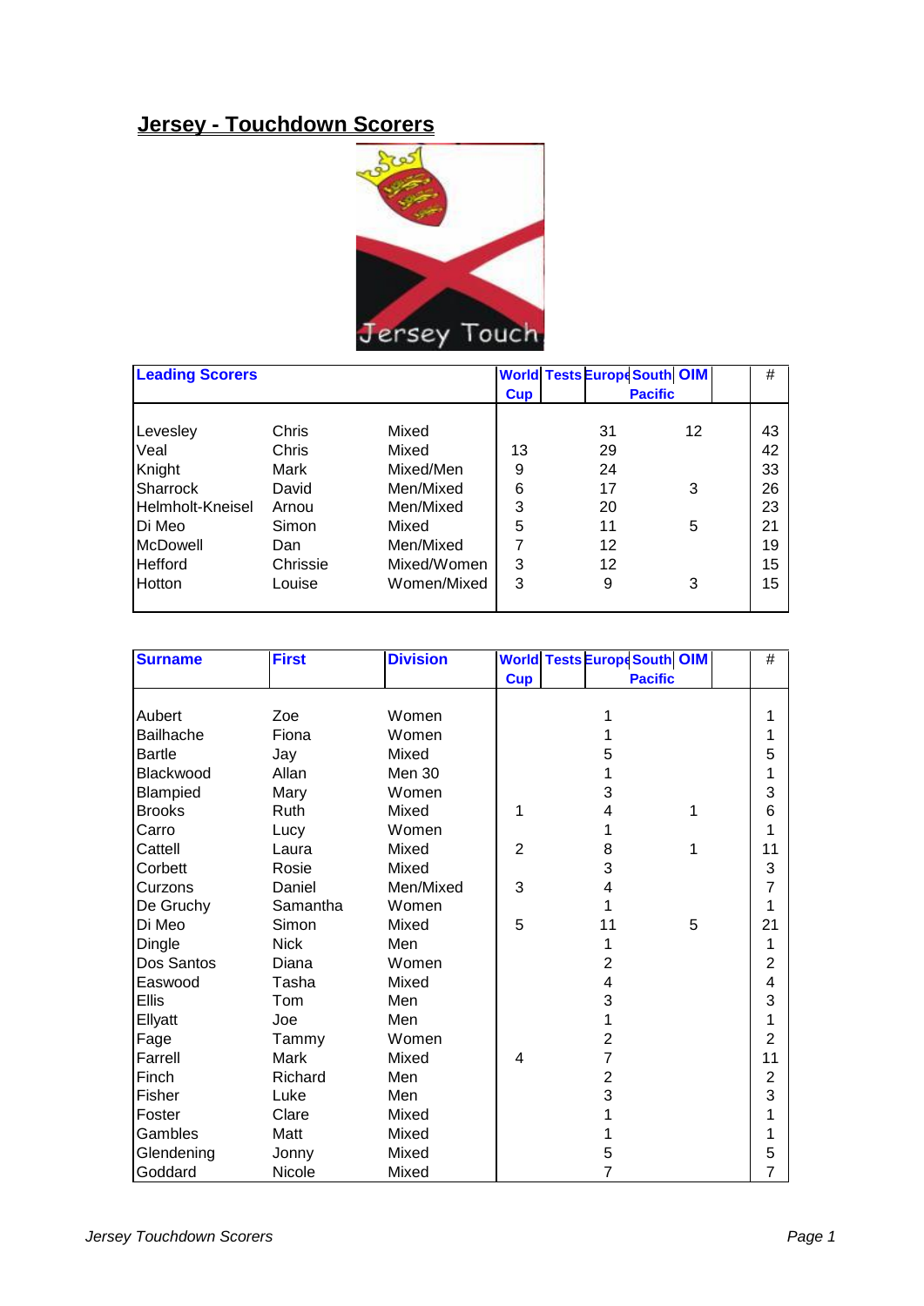# Jersey - Touchdown Scorers

| Leading Scorers | | | World Cup | Tests | Europe | South Pacific | OIM | | # |
|---|---|---|---|---|---|---|---|---|---|
| Levesley | Chris | Mixed | | | 31 | | 12 | | 43 |
| Veal | Chris | Mixed | 13 | | 29 | | | | 42 |
| Knight | Mark | Mixed/Men | 9 | | 24 | | | | 33 |
| Sharrock | David | Men/Mixed | 6 | | 17 | | 3 | | 26 |
| Helmholt-Kneisel | Arnou | Men/Mixed | 3 | | 20 | | | | 23 |
| Di Meo | Simon | Mixed | 5 | | 11 | | 5 | | 21 |
| McDowell | Dan | Men/Mixed | 7 | | 12 | | | | 19 |
| Hefford | Chrissie | Mixed/Women | 3 | | 12 | | | | 15 |
| Hotton | Louise | Women/Mixed | 3 | | 9 | | 3 | | 15 |

| Surname | First | Division | World Cup | Tests | Europe | South Pacific | OIM | | # |
|---|---|---|---|---|---|---|---|---|---|
| Aubert | Zoe | Women | | | 1 | | | | 1 |
| Bailhache | Fiona | Women | | | 1 | | | | 1 |
| Bartle | Jay | Mixed | | | 5 | | | | 5 |
| Blackwood | Allan | Men 30 | | | 1 | | | | 1 |
| Blampied | Mary | Women | | | 3 | | | | 3 |
| Brooks | Ruth | Mixed | 1 | | 4 | | 1 | | 6 |
| Carro | Lucy | Women | | | 1 | | | | 1 |
| Cattell | Laura | Mixed | 2 | | 8 | | 1 | | 11 |
| Corbett | Rosie | Mixed | | | 3 | | | | 3 |
| Curzons | Daniel | Men/Mixed | 3 | | 4 | | | | 7 |
| De Gruchy | Samantha | Women | | | 1 | | | | 1 |
| Di Meo | Simon | Mixed | 5 | | 11 | | 5 | | 21 |
| Dingle | Nick | Men | | | 1 | | | | 1 |
| Dos Santos | Diana | Women | | | 2 | | | | 2 |
| Easwood | Tasha | Mixed | | | 4 | | | | 4 |
| Ellis | Tom | Men | | | 3 | | | | 3 |
| Ellyatt | Joe | Men | | | 1 | | | | 1 |
| Fage | Tammy | Women | | | 2 | | | | 2 |
| Farrell | Mark | Mixed | 4 | | 7 | | | | 11 |
| Finch | Richard | Men | | | 2 | | | | 2 |
| Fisher | Luke | Men | | | 3 | | | | 3 |
| Foster | Clare | Mixed | | | 1 | | | | 1 |
| Gambles | Matt | Mixed | | | 1 | | | | 1 |
| Glendening | Jonny | Mixed | | | 5 | | | | 5 |
| Goddard | Nicole | Mixed | | | 7 | | | | 7 |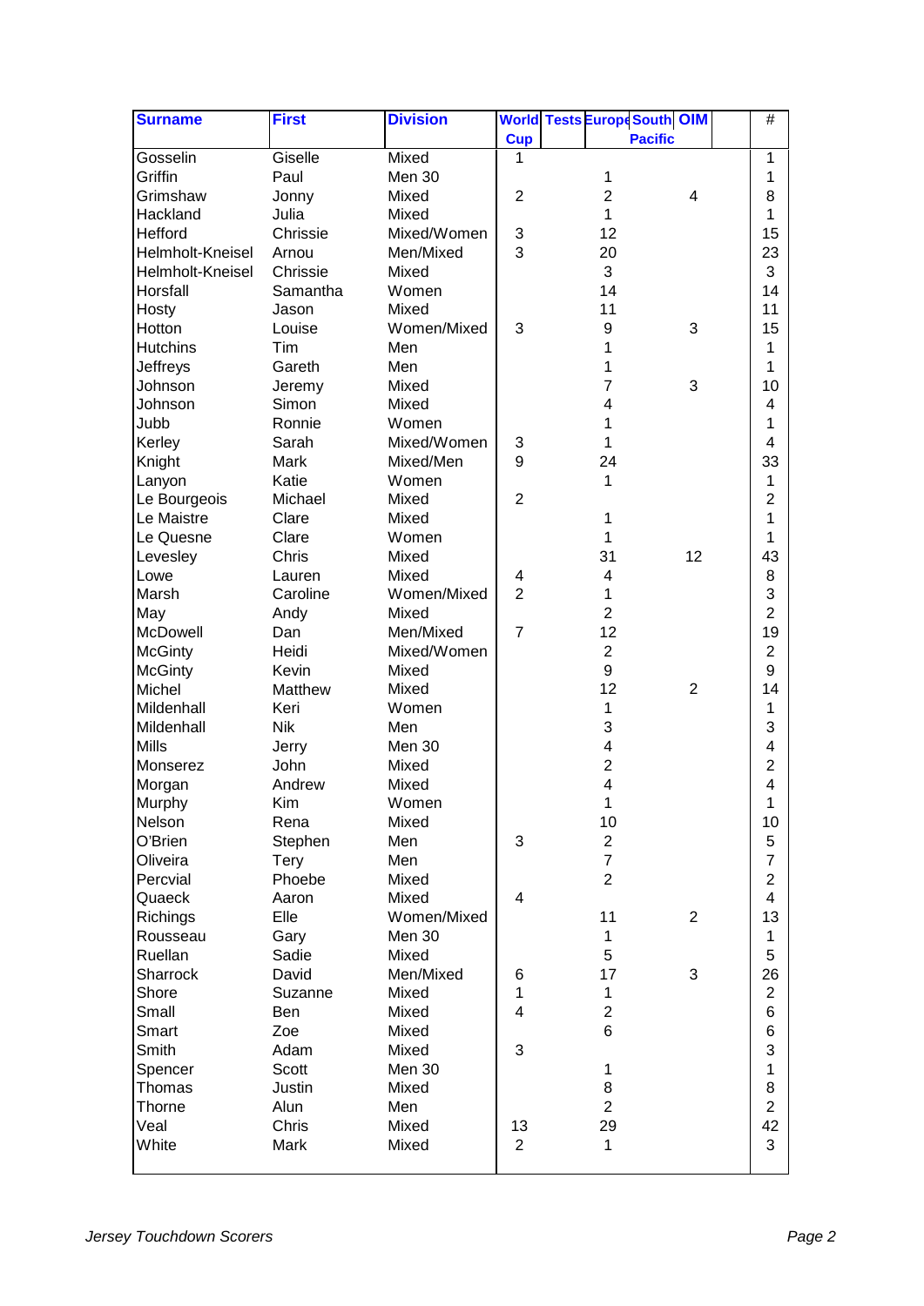| Surname | First | Division | World Cup | Tests | Europe | South Pacific | OIM | | # |
|---|---|---|---|---|---|---|---|---|---|
| Gosselin | Giselle | Mixed | 1 | | | | | | 1 |
| Griffin | Paul | Men 30 | | | 1 | | | | 1 |
| Grimshaw | Jonny | Mixed | 2 | | 2 | | 4 | | 8 |
| Hackland | Julia | Mixed | | | 1 | | | | 1 |
| Hefford | Chrissie | Mixed/Women | 3 | | 12 | | | | 15 |
| Helmholt-Kneisel | Arnou | Men/Mixed | 3 | | 20 | | | | 23 |
| Helmholt-Kneisel | Chrissie | Mixed | | | 3 | | | | 3 |
| Horsfall | Samantha | Women | | | 14 | | | | 14 |
| Hosty | Jason | Mixed | | | 11 | | | | 11 |
| Hotton | Louise | Women/Mixed | 3 | | 9 | | 3 | | 15 |
| Hutchins | Tim | Men | | | 1 | | | | 1 |
| Jeffreys | Gareth | Men | | | 1 | | | | 1 |
| Johnson | Jeremy | Mixed | | | 7 | | 3 | | 10 |
| Johnson | Simon | Mixed | | | 4 | | | | 4 |
| Jubb | Ronnie | Women | | | 1 | | | | 1 |
| Kerley | Sarah | Mixed/Women | 3 | | 1 | | | | 4 |
| Knight | Mark | Mixed/Men | 9 | | 24 | | | | 33 |
| Lanyon | Katie | Women | | | 1 | | | | 1 |
| Le Bourgeois | Michael | Mixed | 2 | | | | | | 2 |
| Le Maistre | Clare | Mixed | | | 1 | | | | 1 |
| Le Quesne | Clare | Women | | | 1 | | | | 1 |
| Levesley | Chris | Mixed | | | 31 | | 12 | | 43 |
| Lowe | Lauren | Mixed | 4 | | 4 | | | | 8 |
| Marsh | Caroline | Women/Mixed | 2 | | 1 | | | | 3 |
| May | Andy | Mixed | | | 2 | | | | 2 |
| McDowell | Dan | Men/Mixed | 7 | | 12 | | | | 19 |
| McGinty | Heidi | Mixed/Women | | | 2 | | | | 2 |
| McGinty | Kevin | Mixed | | | 9 | | | | 9 |
| Michel | Matthew | Mixed | | | 12 | | 2 | | 14 |
| Mildenhall | Keri | Women | | | 1 | | | | 1 |
| Mildenhall | Nik | Men | | | 3 | | | | 3 |
| Mills | Jerry | Men 30 | | | 4 | | | | 4 |
| Monserez | John | Mixed | | | 2 | | | | 2 |
| Morgan | Andrew | Mixed | | | 4 | | | | 4 |
| Murphy | Kim | Women | | | 1 | | | | 1 |
| Nelson | Rena | Mixed | | | 10 | | | | 10 |
| O'Brien | Stephen | Men | 3 | | 2 | | | | 5 |
| Oliveira | Tery | Men | | | 7 | | | | 7 |
| Percvial | Phoebe | Mixed | | | 2 | | | | 2 |
| Quaeck | Aaron | Mixed | 4 | | | | | | 4 |
| Richings | Elle | Women/Mixed | | | 11 | | 2 | | 13 |
| Rousseau | Gary | Men 30 | | | 1 | | | | 1 |
| Ruellan | Sadie | Mixed | | | 5 | | | | 5 |
| Sharrock | David | Men/Mixed | 6 | | 17 | | 3 | | 26 |
| Shore | Suzanne | Mixed | 1 | | 1 | | | | 2 |
| Small | Ben | Mixed | 4 | | 2 | | | | 6 |
| Smart | Zoe | Mixed | | | 6 | | | | 6 |
| Smith | Adam | Mixed | 3 | | | | | | 3 |
| Spencer | Scott | Men 30 | | | 1 | | | | 1 |
| Thomas | Justin | Mixed | | | 8 | | | | 8 |
| Thorne | Alun | Men | | | 2 | | | | 2 |
| Veal | Chris | Mixed | 13 | | 29 | | | | 42 |
| White | Mark | Mixed | 2 | | 1 | | | | 3 |